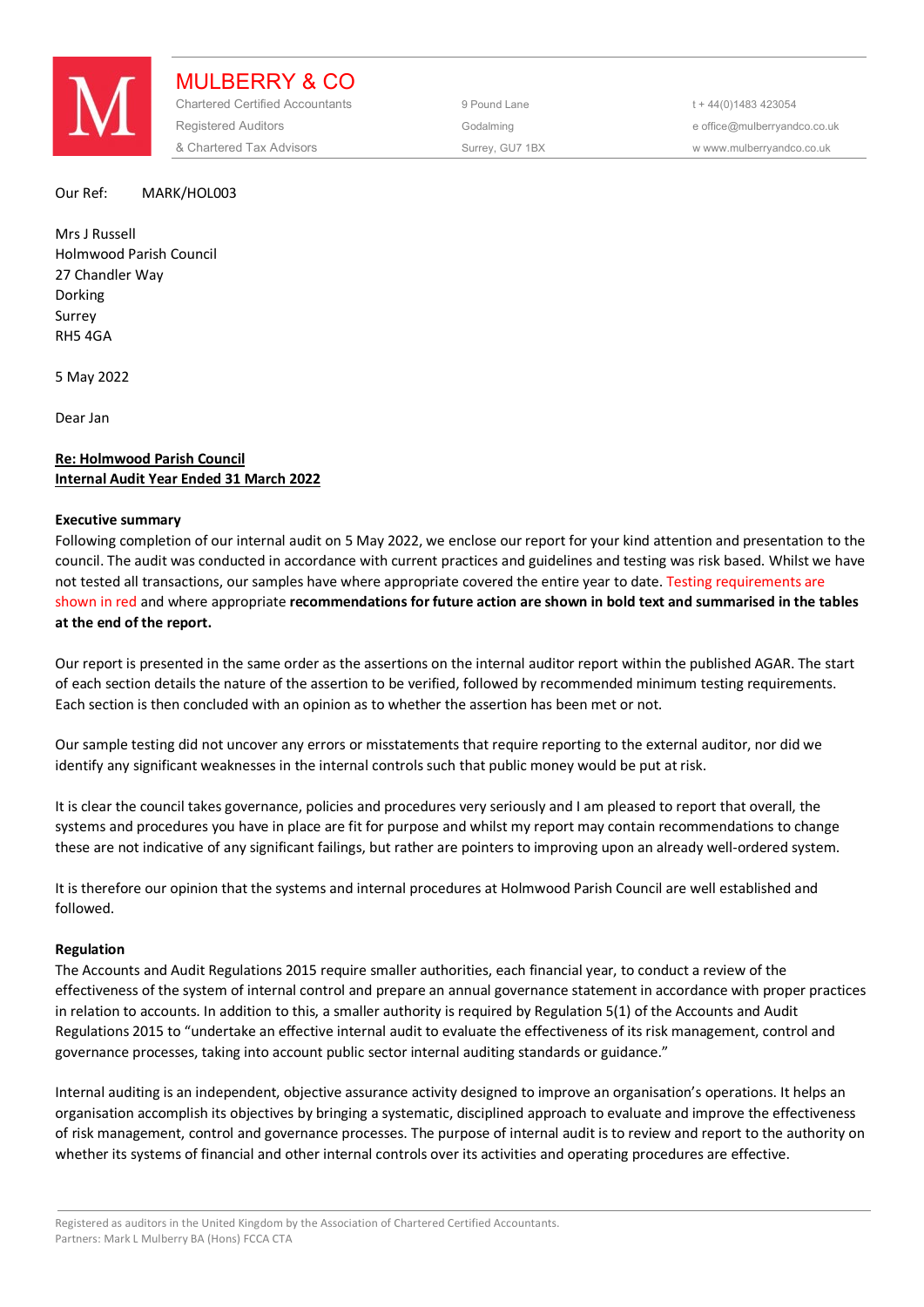# MULBERRY & CO

Chartered Certified Accountants
Registered Auditors
& Chartered Tax Advisors

9 Pound Lane
Godalming
Surrey, GU7 1BX

t + 44(0)1483 423054
e office@mulberryandco.co.uk
w www.mulberryandco.co.uk

Our Ref: MARK/HOL003

Mrs J Russell
Holmwood Parish Council
27 Chandler Way
Dorking
Surrey
RH5 4GA

5 May 2022

Dear Jan

**Re: Holmwood Parish Council**
**Internal Audit Year Ended 31 March 2022**

**Executive summary**

Following completion of our internal audit on 5 May 2022, we enclose our report for your kind attention and presentation to the council. The audit was conducted in accordance with current practices and guidelines and testing was risk based. Whilst we have not tested all transactions, our samples have where appropriate covered the entire year to date. Testing requirements are shown in red and where appropriate **recommendations for future action are shown in bold text and summarised in the tables at the end of the report.**

Our report is presented in the same order as the assertions on the internal auditor report within the published AGAR. The start of each section details the nature of the assertion to be verified, followed by recommended minimum testing requirements. Each section is then concluded with an opinion as to whether the assertion has been met or not.

Our sample testing did not uncover any errors or misstatements that require reporting to the external auditor, nor did we identify any significant weaknesses in the internal controls such that public money would be put at risk.

It is clear the council takes governance, policies and procedures very seriously and I am pleased to report that overall, the systems and procedures you have in place are fit for purpose and whilst my report may contain recommendations to change these are not indicative of any significant failings, but rather are pointers to improving upon an already well-ordered system.

It is therefore our opinion that the systems and internal procedures at Holmwood Parish Council are well established and followed.

**Regulation**

The Accounts and Audit Regulations 2015 require smaller authorities, each financial year, to conduct a review of the effectiveness of the system of internal control and prepare an annual governance statement in accordance with proper practices in relation to accounts. In addition to this, a smaller authority is required by Regulation 5(1) of the Accounts and Audit Regulations 2015 to "undertake an effective internal audit to evaluate the effectiveness of its risk management, control and governance processes, taking into account public sector internal auditing standards or guidance."

Internal auditing is an independent, objective assurance activity designed to improve an organisation's operations. It helps an organisation accomplish its objectives by bringing a systematic, disciplined approach to evaluate and improve the effectiveness of risk management, control and governance processes. The purpose of internal audit is to review and report to the authority on whether its systems of financial and other internal controls over its activities and operating procedures are effective.

Registered as auditors in the United Kingdom by the Association of Chartered Certified Accountants.
Partners: Mark L Mulberry BA (Hons) FCCA CTA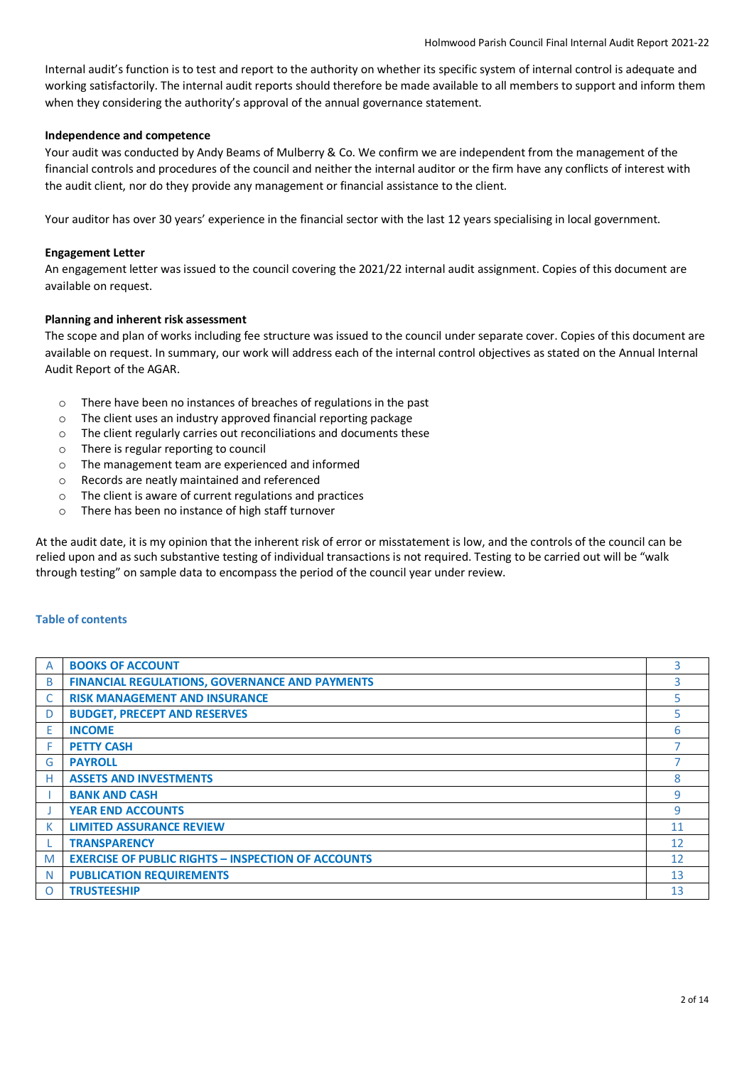Internal audit's function is to test and report to the authority on whether its specific system of internal control is adequate and working satisfactorily. The internal audit reports should therefore be made available to all members to support and inform them when they considering the authority's approval of the annual governance statement.

**Independence and competence**

Your audit was conducted by Andy Beams of Mulberry & Co. We confirm we are independent from the management of the financial controls and procedures of the council and neither the internal auditor or the firm have any conflicts of interest with the audit client, nor do they provide any management or financial assistance to the client.

Your auditor has over 30 years' experience in the financial sector with the last 12 years specialising in local government.

**Engagement Letter**

An engagement letter was issued to the council covering the 2021/22 internal audit assignment. Copies of this document are available on request.

**Planning and inherent risk assessment**

The scope and plan of works including fee structure was issued to the council under separate cover. Copies of this document are available on request. In summary, our work will address each of the internal control objectives as stated on the Annual Internal Audit Report of the AGAR.

- There have been no instances of breaches of regulations in the past
- The client uses an industry approved financial reporting package
- The client regularly carries out reconciliations and documents these
- There is regular reporting to council
- The management team are experienced and informed
- Records are neatly maintained and referenced
- The client is aware of current regulations and practices
- There has been no instance of high staff turnover

At the audit date, it is my opinion that the inherent risk of error or misstatement is low, and the controls of the council can be relied upon and as such substantive testing of individual transactions is not required. Testing to be carried out will be "walk through testing" on sample data to encompass the period of the council year under review.

**Table of contents**

| | | |
|---|---|---|
| A | **BOOKS OF ACCOUNT** | 3 |
| B | **FINANCIAL REGULATIONS, GOVERNANCE AND PAYMENTS** | 3 |
| C | **RISK MANAGEMENT AND INSURANCE** | 5 |
| D | **BUDGET, PRECEPT AND RESERVES** | 5 |
| E | **INCOME** | 6 |
| F | **PETTY CASH** | 7 |
| G | **PAYROLL** | 7 |
| H | **ASSETS AND INVESTMENTS** | 8 |
| I | **BANK AND CASH** | 9 |
| J | **YEAR END ACCOUNTS** | 9 |
| K | **LIMITED ASSURANCE REVIEW** | 11 |
| L | **TRANSPARENCY** | 12 |
| M | **EXERCISE OF PUBLIC RIGHTS – INSPECTION OF ACCOUNTS** | 12 |
| N | **PUBLICATION REQUIREMENTS** | 13 |
| O | **TRUSTEESHIP** | 13 |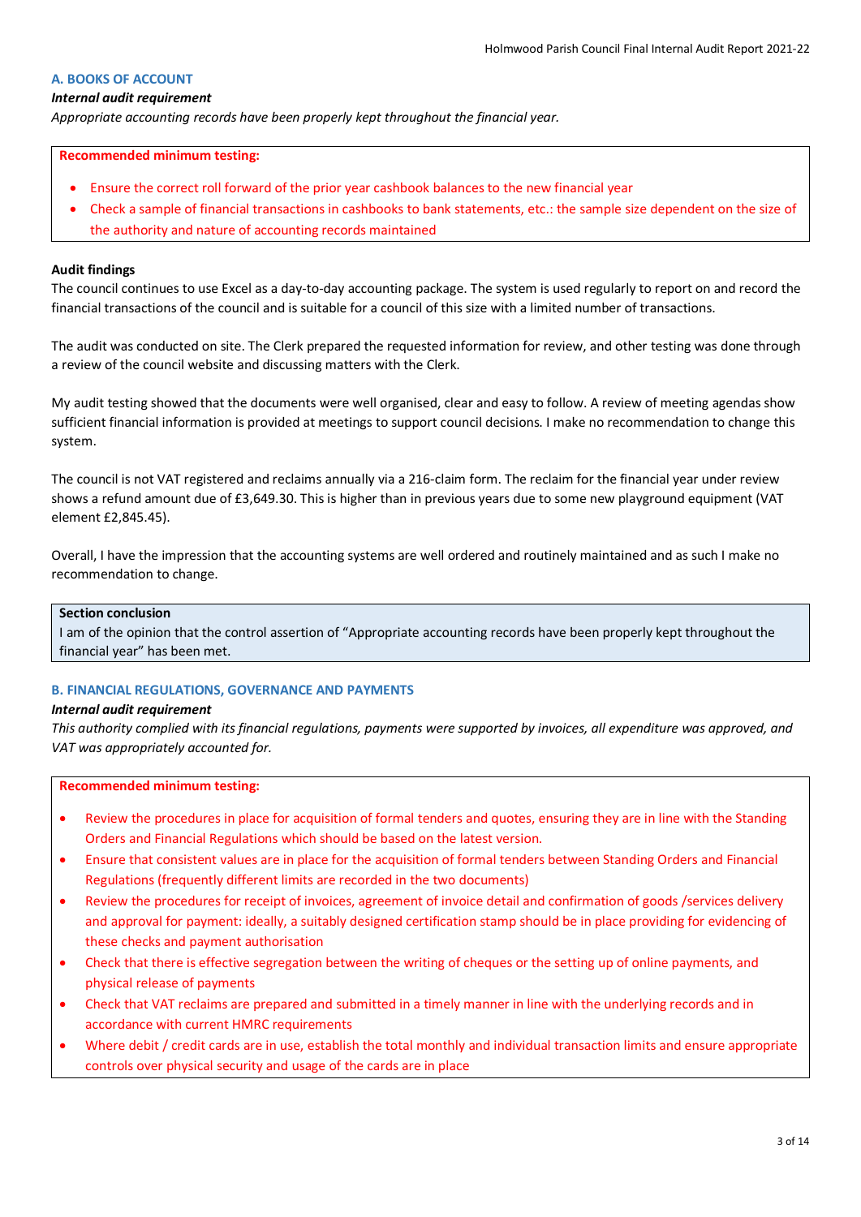## A. BOOKS OF ACCOUNT

***Internal audit requirement***

*Appropriate accounting records have been properly kept throughout the financial year.*

**Recommended minimum testing:**

- Ensure the correct roll forward of the prior year cashbook balances to the new financial year
- Check a sample of financial transactions in cashbooks to bank statements, etc.: the sample size dependent on the size of the authority and nature of accounting records maintained

**Audit findings**

The council continues to use Excel as a day-to-day accounting package. The system is used regularly to report on and record the financial transactions of the council and is suitable for a council of this size with a limited number of transactions.

The audit was conducted on site. The Clerk prepared the requested information for review, and other testing was done through a review of the council website and discussing matters with the Clerk.

My audit testing showed that the documents were well organised, clear and easy to follow. A review of meeting agendas show sufficient financial information is provided at meetings to support council decisions. I make no recommendation to change this system.

The council is not VAT registered and reclaims annually via a 216-claim form. The reclaim for the financial year under review shows a refund amount due of £3,649.30. This is higher than in previous years due to some new playground equipment (VAT element £2,845.45).

Overall, I have the impression that the accounting systems are well ordered and routinely maintained and as such I make no recommendation to change.

**Section conclusion**

I am of the opinion that the control assertion of "Appropriate accounting records have been properly kept throughout the financial year" has been met.

## B. FINANCIAL REGULATIONS, GOVERNANCE AND PAYMENTS

***Internal audit requirement***

*This authority complied with its financial regulations, payments were supported by invoices, all expenditure was approved, and VAT was appropriately accounted for.*

**Recommended minimum testing:**

- Review the procedures in place for acquisition of formal tenders and quotes, ensuring they are in line with the Standing Orders and Financial Regulations which should be based on the latest version.
- Ensure that consistent values are in place for the acquisition of formal tenders between Standing Orders and Financial Regulations (frequently different limits are recorded in the two documents)
- Review the procedures for receipt of invoices, agreement of invoice detail and confirmation of goods /services delivery and approval for payment: ideally, a suitably designed certification stamp should be in place providing for evidencing of these checks and payment authorisation
- Check that there is effective segregation between the writing of cheques or the setting up of online payments, and physical release of payments
- Check that VAT reclaims are prepared and submitted in a timely manner in line with the underlying records and in accordance with current HMRC requirements
- Where debit / credit cards are in use, establish the total monthly and individual transaction limits and ensure appropriate controls over physical security and usage of the cards are in place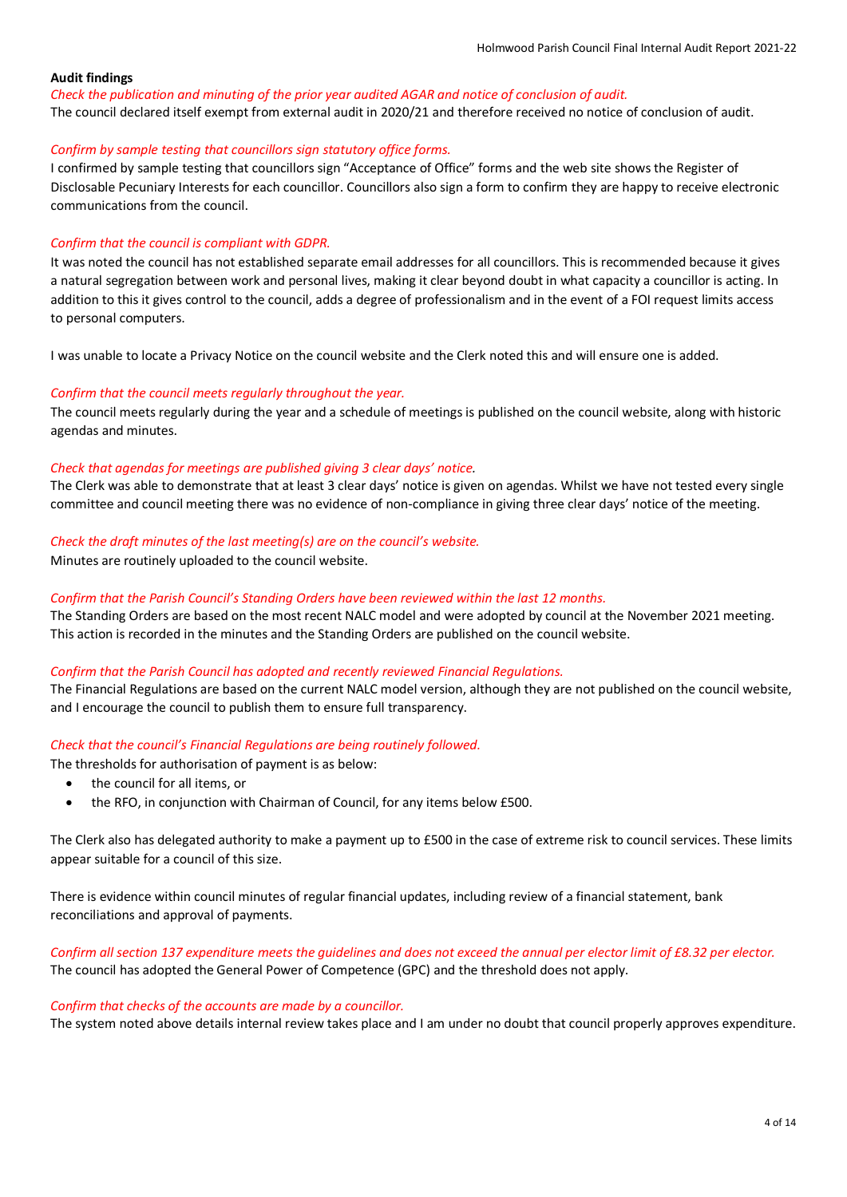**Audit findings**

*Check the publication and minuting of the prior year audited AGAR and notice of conclusion of audit.*

The council declared itself exempt from external audit in 2020/21 and therefore received no notice of conclusion of audit.

*Confirm by sample testing that councillors sign statutory office forms.*

I confirmed by sample testing that councillors sign "Acceptance of Office" forms and the web site shows the Register of Disclosable Pecuniary Interests for each councillor. Councillors also sign a form to confirm they are happy to receive electronic communications from the council.

*Confirm that the council is compliant with GDPR.*

It was noted the council has not established separate email addresses for all councillors. This is recommended because it gives a natural segregation between work and personal lives, making it clear beyond doubt in what capacity a councillor is acting. In addition to this it gives control to the council, adds a degree of professionalism and in the event of a FOI request limits access to personal computers.

I was unable to locate a Privacy Notice on the council website and the Clerk noted this and will ensure one is added.

*Confirm that the council meets regularly throughout the year.*

The council meets regularly during the year and a schedule of meetings is published on the council website, along with historic agendas and minutes.

*Check that agendas for meetings are published giving 3 clear days' notice.*

The Clerk was able to demonstrate that at least 3 clear days' notice is given on agendas. Whilst we have not tested every single committee and council meeting there was no evidence of non-compliance in giving three clear days' notice of the meeting.

*Check the draft minutes of the last meeting(s) are on the council's website.*

Minutes are routinely uploaded to the council website.

*Confirm that the Parish Council's Standing Orders have been reviewed within the last 12 months.*

The Standing Orders are based on the most recent NALC model and were adopted by council at the November 2021 meeting. This action is recorded in the minutes and the Standing Orders are published on the council website.

*Confirm that the Parish Council has adopted and recently reviewed Financial Regulations.*

The Financial Regulations are based on the current NALC model version, although they are not published on the council website, and I encourage the council to publish them to ensure full transparency.

*Check that the council's Financial Regulations are being routinely followed.*

The thresholds for authorisation of payment is as below:

- the council for all items, or
- the RFO, in conjunction with Chairman of Council, for any items below £500.

The Clerk also has delegated authority to make a payment up to £500 in the case of extreme risk to council services. These limits appear suitable for a council of this size.

There is evidence within council minutes of regular financial updates, including review of a financial statement, bank reconciliations and approval of payments.

*Confirm all section 137 expenditure meets the guidelines and does not exceed the annual per elector limit of £8.32 per elector.*

The council has adopted the General Power of Competence (GPC) and the threshold does not apply.

*Confirm that checks of the accounts are made by a councillor.*

The system noted above details internal review takes place and I am under no doubt that council properly approves expenditure.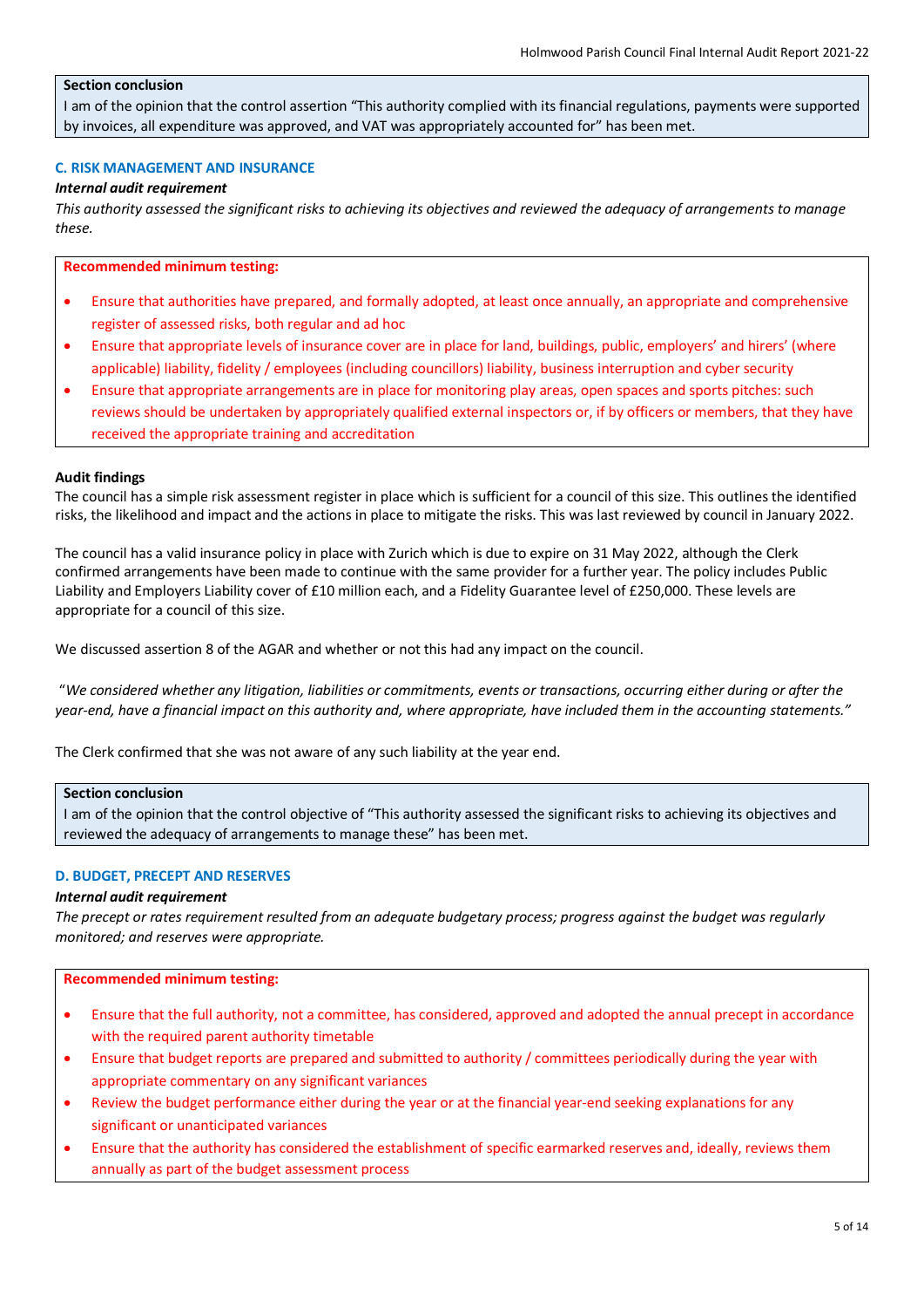**Section conclusion**

I am of the opinion that the control assertion "This authority complied with its financial regulations, payments were supported by invoices, all expenditure was approved, and VAT was appropriately accounted for" has been met.

### C. RISK MANAGEMENT AND INSURANCE

***Internal audit requirement***

*This authority assessed the significant risks to achieving its objectives and reviewed the adequacy of arrangements to manage these.*

**Recommended minimum testing:**

- Ensure that authorities have prepared, and formally adopted, at least once annually, an appropriate and comprehensive register of assessed risks, both regular and ad hoc
- Ensure that appropriate levels of insurance cover are in place for land, buildings, public, employers' and hirers' (where applicable) liability, fidelity / employees (including councillors) liability, business interruption and cyber security
- Ensure that appropriate arrangements are in place for monitoring play areas, open spaces and sports pitches: such reviews should be undertaken by appropriately qualified external inspectors or, if by officers or members, that they have received the appropriate training and accreditation

**Audit findings**

The council has a simple risk assessment register in place which is sufficient for a council of this size. This outlines the identified risks, the likelihood and impact and the actions in place to mitigate the risks. This was last reviewed by council in January 2022.

The council has a valid insurance policy in place with Zurich which is due to expire on 31 May 2022, although the Clerk confirmed arrangements have been made to continue with the same provider for a further year. The policy includes Public Liability and Employers Liability cover of £10 million each, and a Fidelity Guarantee level of £250,000. These levels are appropriate for a council of this size.

We discussed assertion 8 of the AGAR and whether or not this had any impact on the council.

"*We considered whether any litigation, liabilities or commitments, events or transactions, occurring either during or after the year-end, have a financial impact on this authority and, where appropriate, have included them in the accounting statements."*

The Clerk confirmed that she was not aware of any such liability at the year end.

**Section conclusion**

I am of the opinion that the control objective of "This authority assessed the significant risks to achieving its objectives and reviewed the adequacy of arrangements to manage these" has been met.

### D. BUDGET, PRECEPT AND RESERVES

***Internal audit requirement***

*The precept or rates requirement resulted from an adequate budgetary process; progress against the budget was regularly monitored; and reserves were appropriate.*

**Recommended minimum testing:**

- Ensure that the full authority, not a committee, has considered, approved and adopted the annual precept in accordance with the required parent authority timetable
- Ensure that budget reports are prepared and submitted to authority / committees periodically during the year with appropriate commentary on any significant variances
- Review the budget performance either during the year or at the financial year-end seeking explanations for any significant or unanticipated variances
- Ensure that the authority has considered the establishment of specific earmarked reserves and, ideally, reviews them annually as part of the budget assessment process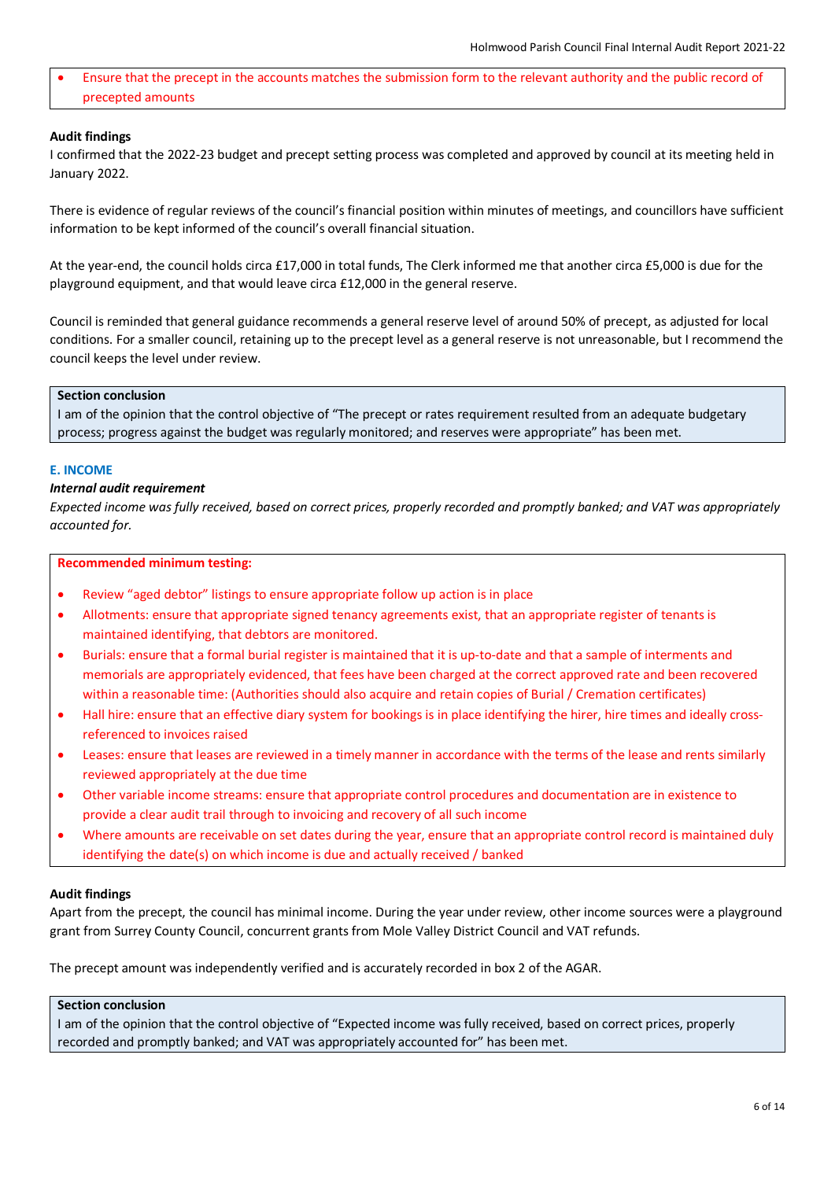- Ensure that the precept in the accounts matches the submission form to the relevant authority and the public record of precepted amounts

**Audit findings**

I confirmed that the 2022-23 budget and precept setting process was completed and approved by council at its meeting held in January 2022.

There is evidence of regular reviews of the council's financial position within minutes of meetings, and councillors have sufficient information to be kept informed of the council's overall financial situation.

At the year-end, the council holds circa £17,000 in total funds, The Clerk informed me that another circa £5,000 is due for the playground equipment, and that would leave circa £12,000 in the general reserve.

Council is reminded that general guidance recommends a general reserve level of around 50% of precept, as adjusted for local conditions. For a smaller council, retaining up to the precept level as a general reserve is not unreasonable, but I recommend the council keeps the level under review.

**Section conclusion**

I am of the opinion that the control objective of "The precept or rates requirement resulted from an adequate budgetary process; progress against the budget was regularly monitored; and reserves were appropriate" has been met.

## E. INCOME

***Internal audit requirement***

*Expected income was fully received, based on correct prices, properly recorded and promptly banked; and VAT was appropriately accounted for.*

**Recommended minimum testing:**

- Review "aged debtor" listings to ensure appropriate follow up action is in place
- Allotments: ensure that appropriate signed tenancy agreements exist, that an appropriate register of tenants is maintained identifying, that debtors are monitored.
- Burials: ensure that a formal burial register is maintained that it is up-to-date and that a sample of interments and memorials are appropriately evidenced, that fees have been charged at the correct approved rate and been recovered within a reasonable time: (Authorities should also acquire and retain copies of Burial / Cremation certificates)
- Hall hire: ensure that an effective diary system for bookings is in place identifying the hirer, hire times and ideally cross-referenced to invoices raised
- Leases: ensure that leases are reviewed in a timely manner in accordance with the terms of the lease and rents similarly reviewed appropriately at the due time
- Other variable income streams: ensure that appropriate control procedures and documentation are in existence to provide a clear audit trail through to invoicing and recovery of all such income
- Where amounts are receivable on set dates during the year, ensure that an appropriate control record is maintained duly identifying the date(s) on which income is due and actually received / banked

**Audit findings**

Apart from the precept, the council has minimal income. During the year under review, other income sources were a playground grant from Surrey County Council, concurrent grants from Mole Valley District Council and VAT refunds.

The precept amount was independently verified and is accurately recorded in box 2 of the AGAR.

**Section conclusion**

I am of the opinion that the control objective of "Expected income was fully received, based on correct prices, properly recorded and promptly banked; and VAT was appropriately accounted for" has been met.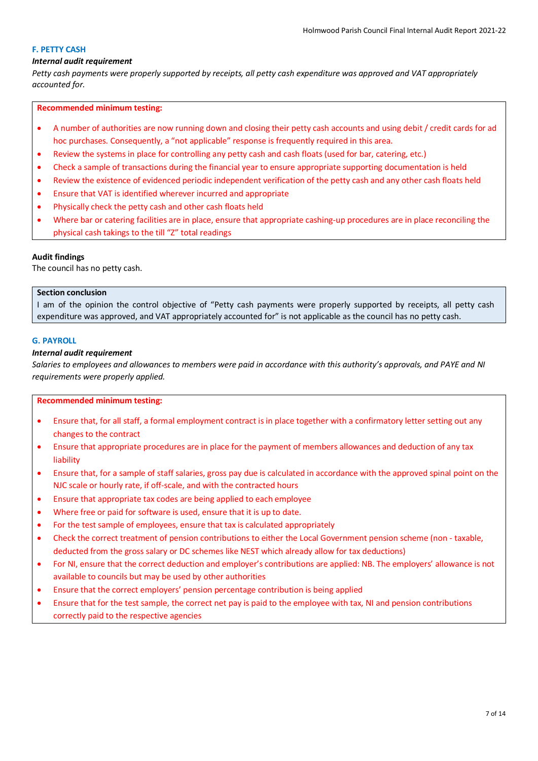### F. PETTY CASH

***Internal audit requirement***

*Petty cash payments were properly supported by receipts, all petty cash expenditure was approved and VAT appropriately accounted for.*

**Recommended minimum testing:**

- A number of authorities are now running down and closing their petty cash accounts and using debit / credit cards for ad hoc purchases. Consequently, a "not applicable" response is frequently required in this area.
- Review the systems in place for controlling any petty cash and cash floats (used for bar, catering, etc.)
- Check a sample of transactions during the financial year to ensure appropriate supporting documentation is held
- Review the existence of evidenced periodic independent verification of the petty cash and any other cash floats held
- Ensure that VAT is identified wherever incurred and appropriate
- Physically check the petty cash and other cash floats held
- Where bar or catering facilities are in place, ensure that appropriate cashing-up procedures are in place reconciling the physical cash takings to the till "Z" total readings

**Audit findings**

The council has no petty cash.

**Section conclusion**

I am of the opinion the control objective of "Petty cash payments were properly supported by receipts, all petty cash expenditure was approved, and VAT appropriately accounted for" is not applicable as the council has no petty cash.

### G. PAYROLL

***Internal audit requirement***

*Salaries to employees and allowances to members were paid in accordance with this authority's approvals, and PAYE and NI requirements were properly applied.*

**Recommended minimum testing:**

- Ensure that, for all staff, a formal employment contract is in place together with a confirmatory letter setting out any changes to the contract
- Ensure that appropriate procedures are in place for the payment of members allowances and deduction of any tax liability
- Ensure that, for a sample of staff salaries, gross pay due is calculated in accordance with the approved spinal point on the NJC scale or hourly rate, if off-scale, and with the contracted hours
- Ensure that appropriate tax codes are being applied to each employee
- Where free or paid for software is used, ensure that it is up to date.
- For the test sample of employees, ensure that tax is calculated appropriately
- Check the correct treatment of pension contributions to either the Local Government pension scheme (non - taxable, deducted from the gross salary or DC schemes like NEST which already allow for tax deductions)
- For NI, ensure that the correct deduction and employer's contributions are applied: NB. The employers' allowance is not available to councils but may be used by other authorities
- Ensure that the correct employers' pension percentage contribution is being applied
- Ensure that for the test sample, the correct net pay is paid to the employee with tax, NI and pension contributions correctly paid to the respective agencies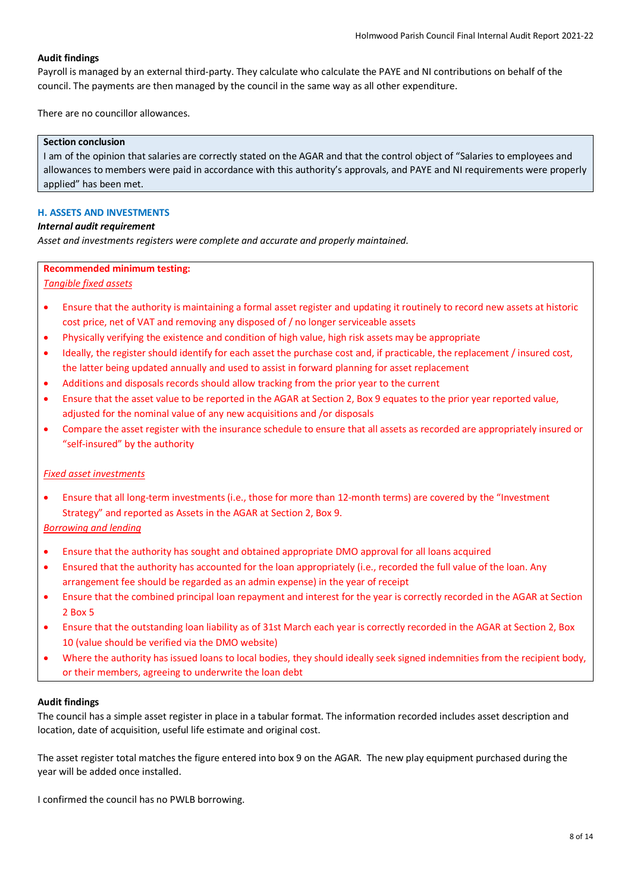**Audit findings**

Payroll is managed by an external third-party. They calculate who calculate the PAYE and NI contributions on behalf of the council. The payments are then managed by the council in the same way as all other expenditure.

There are no councillor allowances.

> **Section conclusion**
>
> I am of the opinion that salaries are correctly stated on the AGAR and that the control object of "Salaries to employees and allowances to members were paid in accordance with this authority's approvals, and PAYE and NI requirements were properly applied" has been met.

### H. ASSETS AND INVESTMENTS

***Internal audit requirement***

*Asset and investments registers were complete and accurate and properly maintained.*

**Recommended minimum testing:**

*Tangible fixed assets*

- Ensure that the authority is maintaining a formal asset register and updating it routinely to record new assets at historic cost price, net of VAT and removing any disposed of / no longer serviceable assets
- Physically verifying the existence and condition of high value, high risk assets may be appropriate
- Ideally, the register should identify for each asset the purchase cost and, if practicable, the replacement / insured cost, the latter being updated annually and used to assist in forward planning for asset replacement
- Additions and disposals records should allow tracking from the prior year to the current
- Ensure that the asset value to be reported in the AGAR at Section 2, Box 9 equates to the prior year reported value, adjusted for the nominal value of any new acquisitions and /or disposals
- Compare the asset register with the insurance schedule to ensure that all assets as recorded are appropriately insured or "self-insured" by the authority

*Fixed asset investments*

- Ensure that all long-term investments (i.e., those for more than 12-month terms) are covered by the "Investment Strategy" and reported as Assets in the AGAR at Section 2, Box 9.

*Borrowing and lending*

- Ensure that the authority has sought and obtained appropriate DMO approval for all loans acquired
- Ensured that the authority has accounted for the loan appropriately (i.e., recorded the full value of the loan. Any arrangement fee should be regarded as an admin expense) in the year of receipt
- Ensure that the combined principal loan repayment and interest for the year is correctly recorded in the AGAR at Section 2 Box 5
- Ensure that the outstanding loan liability as of 31st March each year is correctly recorded in the AGAR at Section 2, Box 10 (value should be verified via the DMO website)
- Where the authority has issued loans to local bodies, they should ideally seek signed indemnities from the recipient body, or their members, agreeing to underwrite the loan debt

**Audit findings**

The council has a simple asset register in place in a tabular format. The information recorded includes asset description and location, date of acquisition, useful life estimate and original cost.

The asset register total matches the figure entered into box 9 on the AGAR. The new play equipment purchased during the year will be added once installed.

I confirmed the council has no PWLB borrowing.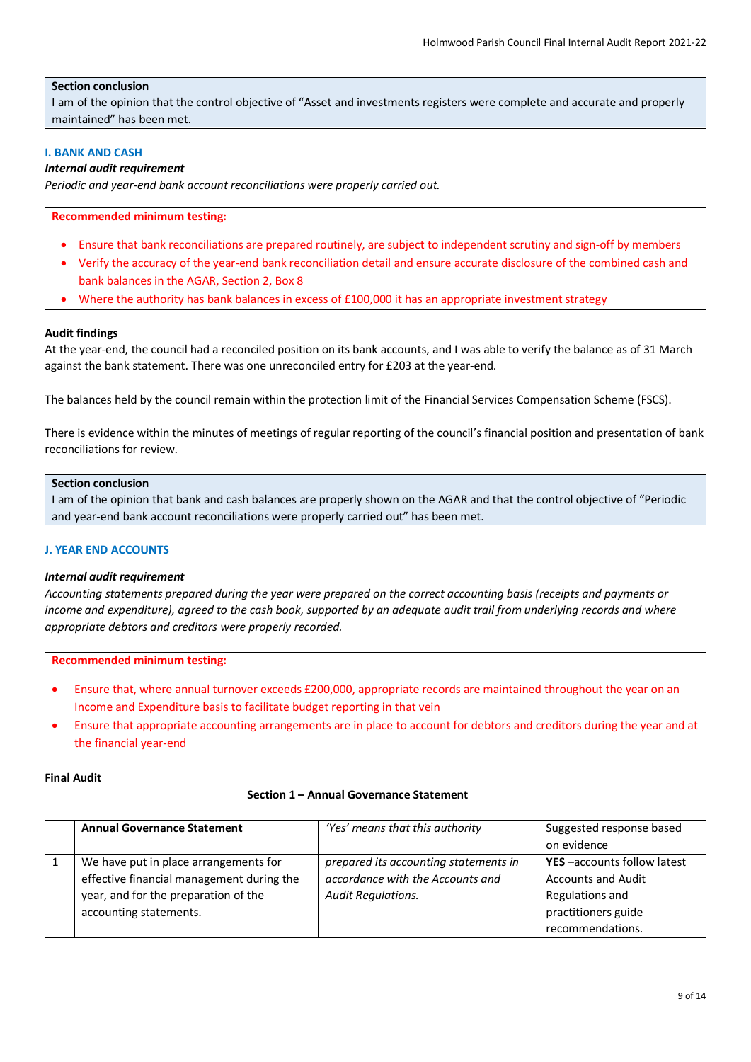**Section conclusion**

I am of the opinion that the control objective of "Asset and investments registers were complete and accurate and properly maintained" has been met.

## I. BANK AND CASH

***Internal audit requirement***

*Periodic and year-end bank account reconciliations were properly carried out.*

**Recommended minimum testing:**

- Ensure that bank reconciliations are prepared routinely, are subject to independent scrutiny and sign-off by members
- Verify the accuracy of the year-end bank reconciliation detail and ensure accurate disclosure of the combined cash and bank balances in the AGAR, Section 2, Box 8
- Where the authority has bank balances in excess of £100,000 it has an appropriate investment strategy

**Audit findings**

At the year-end, the council had a reconciled position on its bank accounts, and I was able to verify the balance as of 31 March against the bank statement. There was one unreconciled entry for £203 at the year-end.

The balances held by the council remain within the protection limit of the Financial Services Compensation Scheme (FSCS).

There is evidence within the minutes of meetings of regular reporting of the council's financial position and presentation of bank reconciliations for review.

**Section conclusion**

I am of the opinion that bank and cash balances are properly shown on the AGAR and that the control objective of "Periodic and year-end bank account reconciliations were properly carried out" has been met.

## J. YEAR END ACCOUNTS

***Internal audit requirement***

*Accounting statements prepared during the year were prepared on the correct accounting basis (receipts and payments or income and expenditure), agreed to the cash book, supported by an adequate audit trail from underlying records and where appropriate debtors and creditors were properly recorded.*

**Recommended minimum testing:**

- Ensure that, where annual turnover exceeds £200,000, appropriate records are maintained throughout the year on an Income and Expenditure basis to facilitate budget reporting in that vein
- Ensure that appropriate accounting arrangements are in place to account for debtors and creditors during the year and at the financial year-end

**Final Audit**

**Section 1 – Annual Governance Statement**

| | **Annual Governance Statement** | *'Yes' means that this authority* | Suggested response based on evidence |
|---|---|---|---|
| 1 | We have put in place arrangements for effective financial management during the year, and for the preparation of the accounting statements. | *prepared its accounting statements in accordance with the Accounts and Audit Regulations.* | **YES** –accounts follow latest Accounts and Audit Regulations and practitioners guide recommendations. |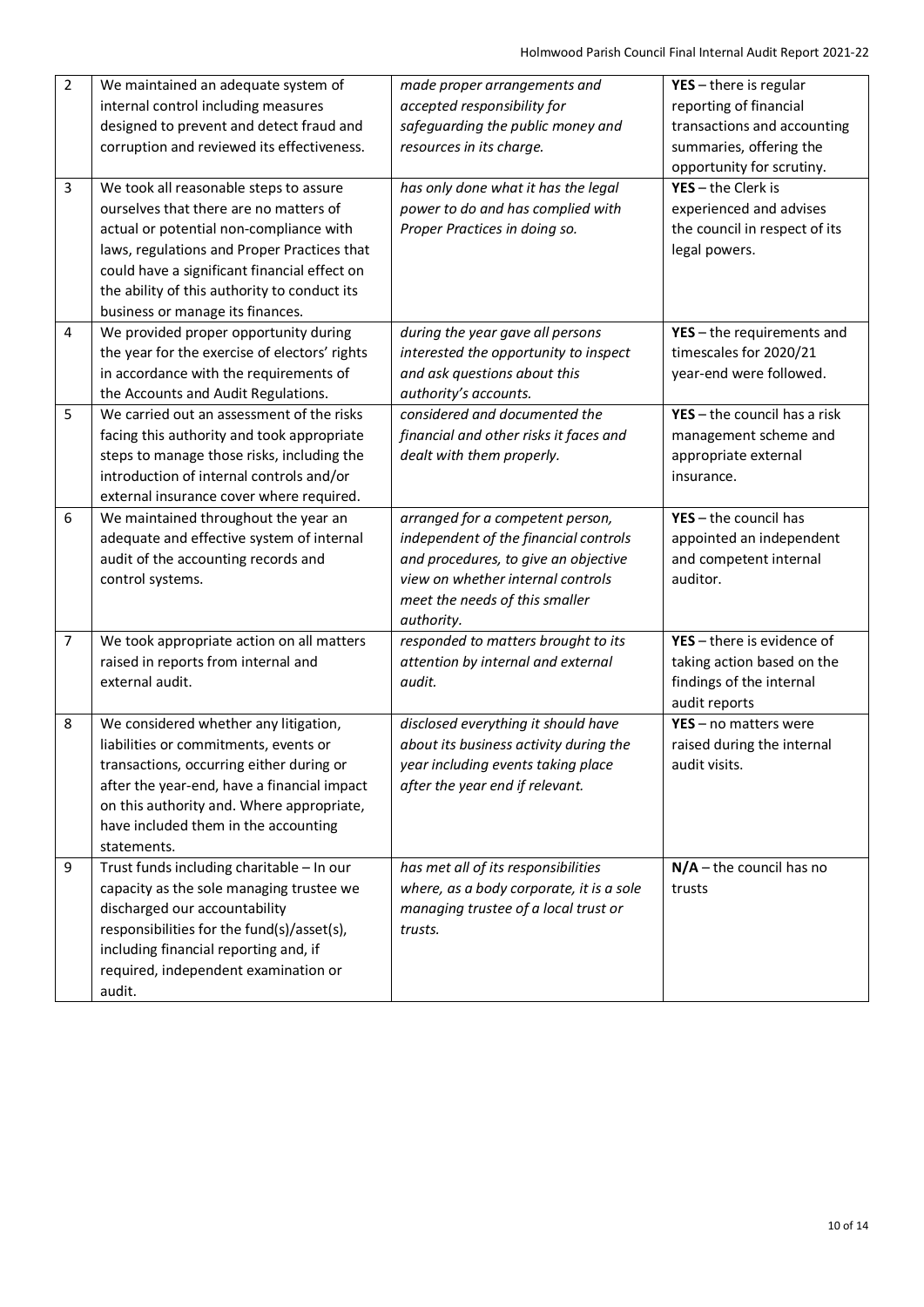| | | | |
|---|---|---|---|
| 2 | We maintained an adequate system of internal control including measures designed to prevent and detect fraud and corruption and reviewed its effectiveness. | *made proper arrangements and accepted responsibility for safeguarding the public money and resources in its charge.* | **YES** – there is regular reporting of financial transactions and accounting summaries, offering the opportunity for scrutiny. |
| 3 | We took all reasonable steps to assure ourselves that there are no matters of actual or potential non-compliance with laws, regulations and Proper Practices that could have a significant financial effect on the ability of this authority to conduct its business or manage its finances. | *has only done what it has the legal power to do and has complied with Proper Practices in doing so.* | **YES** – the Clerk is experienced and advises the council in respect of its legal powers. |
| 4 | We provided proper opportunity during the year for the exercise of electors' rights in accordance with the requirements of the Accounts and Audit Regulations. | *during the year gave all persons interested the opportunity to inspect and ask questions about this authority's accounts.* | **YES** – the requirements and timescales for 2020/21 year-end were followed. |
| 5 | We carried out an assessment of the risks facing this authority and took appropriate steps to manage those risks, including the introduction of internal controls and/or external insurance cover where required. | *considered and documented the financial and other risks it faces and dealt with them properly.* | **YES** – the council has a risk management scheme and appropriate external insurance. |
| 6 | We maintained throughout the year an adequate and effective system of internal audit of the accounting records and control systems. | *arranged for a competent person, independent of the financial controls and procedures, to give an objective view on whether internal controls meet the needs of this smaller authority.* | **YES** – the council has appointed an independent and competent internal auditor. |
| 7 | We took appropriate action on all matters raised in reports from internal and external audit. | *responded to matters brought to its attention by internal and external audit.* | **YES** – there is evidence of taking action based on the findings of the internal audit reports |
| 8 | We considered whether any litigation, liabilities or commitments, events or transactions, occurring either during or after the year-end, have a financial impact on this authority and. Where appropriate, have included them in the accounting statements. | *disclosed everything it should have about its business activity during the year including events taking place after the year end if relevant.* | **YES** – no matters were raised during the internal audit visits. |
| 9 | Trust funds including charitable – In our capacity as the sole managing trustee we discharged our accountability responsibilities for the fund(s)/asset(s), including financial reporting and, if required, independent examination or audit. | *has met all of its responsibilities where, as a body corporate, it is a sole managing trustee of a local trust or trusts.* | **N/A** – the council has no trusts |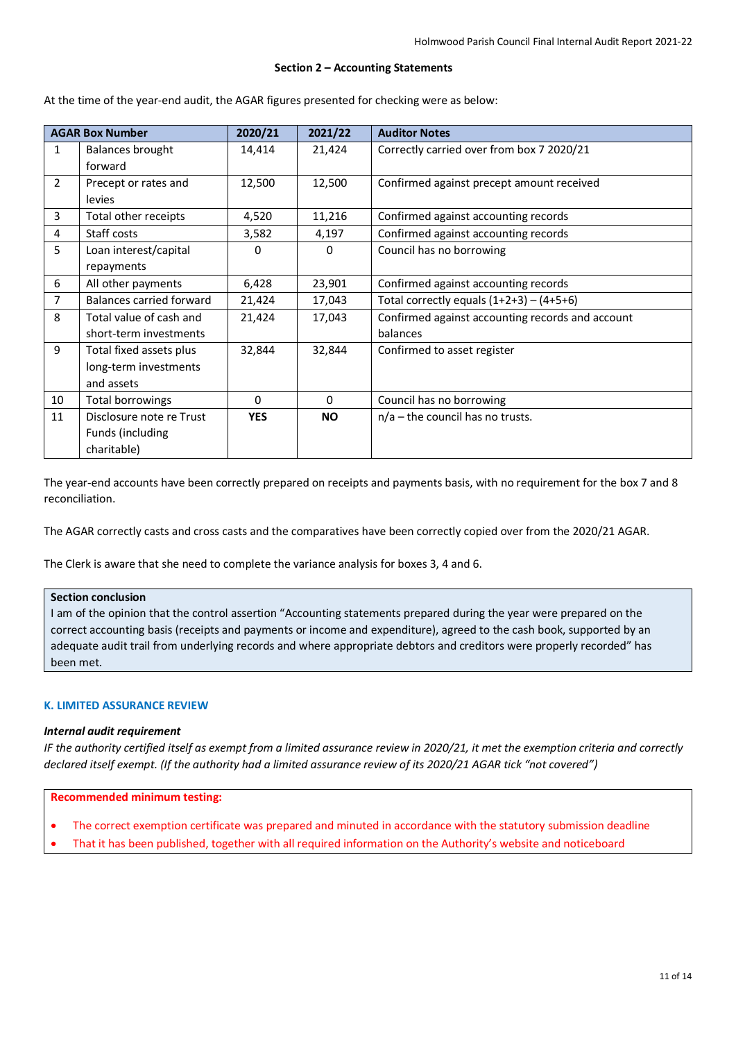## Section 2 – Accounting Statements

At the time of the year-end audit, the AGAR figures presented for checking were as below:

| AGAR Box Number | | 2020/21 | 2021/22 | Auditor Notes |
|---|---|---|---|---|
| 1 | Balances brought forward | 14,414 | 21,424 | Correctly carried over from box 7 2020/21 |
| 2 | Precept or rates and levies | 12,500 | 12,500 | Confirmed against precept amount received |
| 3 | Total other receipts | 4,520 | 11,216 | Confirmed against accounting records |
| 4 | Staff costs | 3,582 | 4,197 | Confirmed against accounting records |
| 5 | Loan interest/capital repayments | 0 | 0 | Council has no borrowing |
| 6 | All other payments | 6,428 | 23,901 | Confirmed against accounting records |
| 7 | Balances carried forward | 21,424 | 17,043 | Total correctly equals (1+2+3) – (4+5+6) |
| 8 | Total value of cash and short-term investments | 21,424 | 17,043 | Confirmed against accounting records and account balances |
| 9 | Total fixed assets plus long-term investments and assets | 32,844 | 32,844 | Confirmed to asset register |
| 10 | Total borrowings | 0 | 0 | Council has no borrowing |
| 11 | Disclosure note re Trust Funds (including charitable) | **YES** | **NO** | n/a – the council has no trusts. |

The year-end accounts have been correctly prepared on receipts and payments basis, with no requirement for the box 7 and 8 reconciliation.

The AGAR correctly casts and cross casts and the comparatives have been correctly copied over from the 2020/21 AGAR.

The Clerk is aware that she need to complete the variance analysis for boxes 3, 4 and 6.

**Section conclusion**
I am of the opinion that the control assertion "Accounting statements prepared during the year were prepared on the correct accounting basis (receipts and payments or income and expenditure), agreed to the cash book, supported by an adequate audit trail from underlying records and where appropriate debtors and creditors were properly recorded" has been met.

### K. LIMITED ASSURANCE REVIEW

***Internal audit requirement***

*IF the authority certified itself as exempt from a limited assurance review in 2020/21, it met the exemption criteria and correctly declared itself exempt. (If the authority had a limited assurance review of its 2020/21 AGAR tick "not covered")*

**Recommended minimum testing:**

- The correct exemption certificate was prepared and minuted in accordance with the statutory submission deadline
- That it has been published, together with all required information on the Authority's website and noticeboard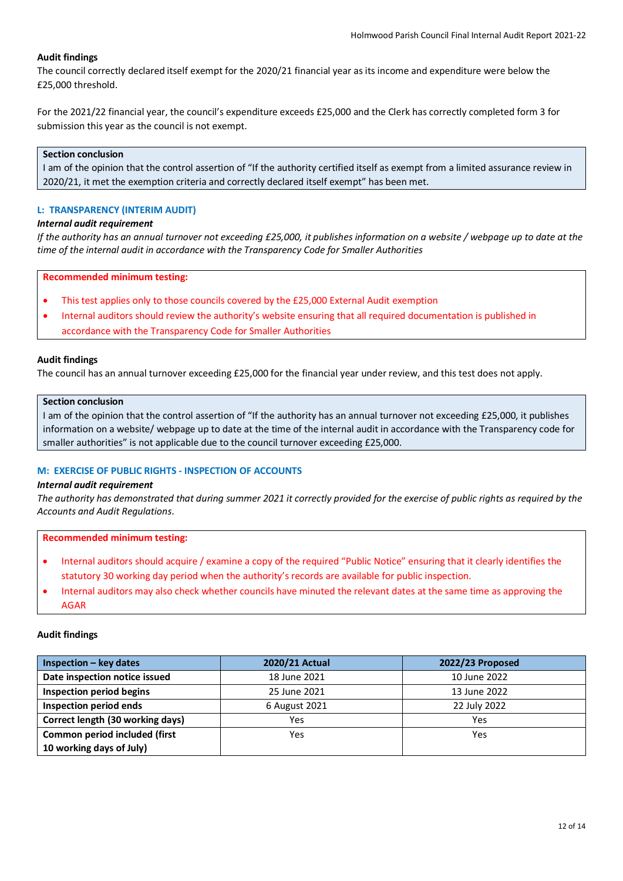**Audit findings**

The council correctly declared itself exempt for the 2020/21 financial year as its income and expenditure were below the £25,000 threshold.

For the 2021/22 financial year, the council's expenditure exceeds £25,000 and the Clerk has correctly completed form 3 for submission this year as the council is not exempt.

**Section conclusion**

I am of the opinion that the control assertion of "If the authority certified itself as exempt from a limited assurance review in 2020/21, it met the exemption criteria and correctly declared itself exempt" has been met.

### L: TRANSPARENCY (INTERIM AUDIT)

***Internal audit requirement***

*If the authority has an annual turnover not exceeding £25,000, it publishes information on a website / webpage up to date at the time of the internal audit in accordance with the Transparency Code for Smaller Authorities*

**Recommended minimum testing:**

- This test applies only to those councils covered by the £25,000 External Audit exemption
- Internal auditors should review the authority's website ensuring that all required documentation is published in accordance with the Transparency Code for Smaller Authorities

**Audit findings**

The council has an annual turnover exceeding £25,000 for the financial year under review, and this test does not apply.

**Section conclusion**

I am of the opinion that the control assertion of "If the authority has an annual turnover not exceeding £25,000, it publishes information on a website/ webpage up to date at the time of the internal audit in accordance with the Transparency code for smaller authorities" is not applicable due to the council turnover exceeding £25,000.

### M: EXERCISE OF PUBLIC RIGHTS - INSPECTION OF ACCOUNTS

***Internal audit requirement***

*The authority has demonstrated that during summer 2021 it correctly provided for the exercise of public rights as required by the Accounts and Audit Regulations.*

**Recommended minimum testing:**

- Internal auditors should acquire / examine a copy of the required "Public Notice" ensuring that it clearly identifies the statutory 30 working day period when the authority's records are available for public inspection.
- Internal auditors may also check whether councils have minuted the relevant dates at the same time as approving the AGAR

**Audit findings**

| Inspection – key dates | 2020/21 Actual | 2022/23 Proposed |
|---|---|---|
| **Date inspection notice issued** | 18 June 2021 | 10 June 2022 |
| **Inspection period begins** | 25 June 2021 | 13 June 2022 |
| **Inspection period ends** | 6 August 2021 | 22 July 2022 |
| **Correct length (30 working days)** | Yes | Yes |
| **Common period included (first 10 working days of July)** | Yes | Yes |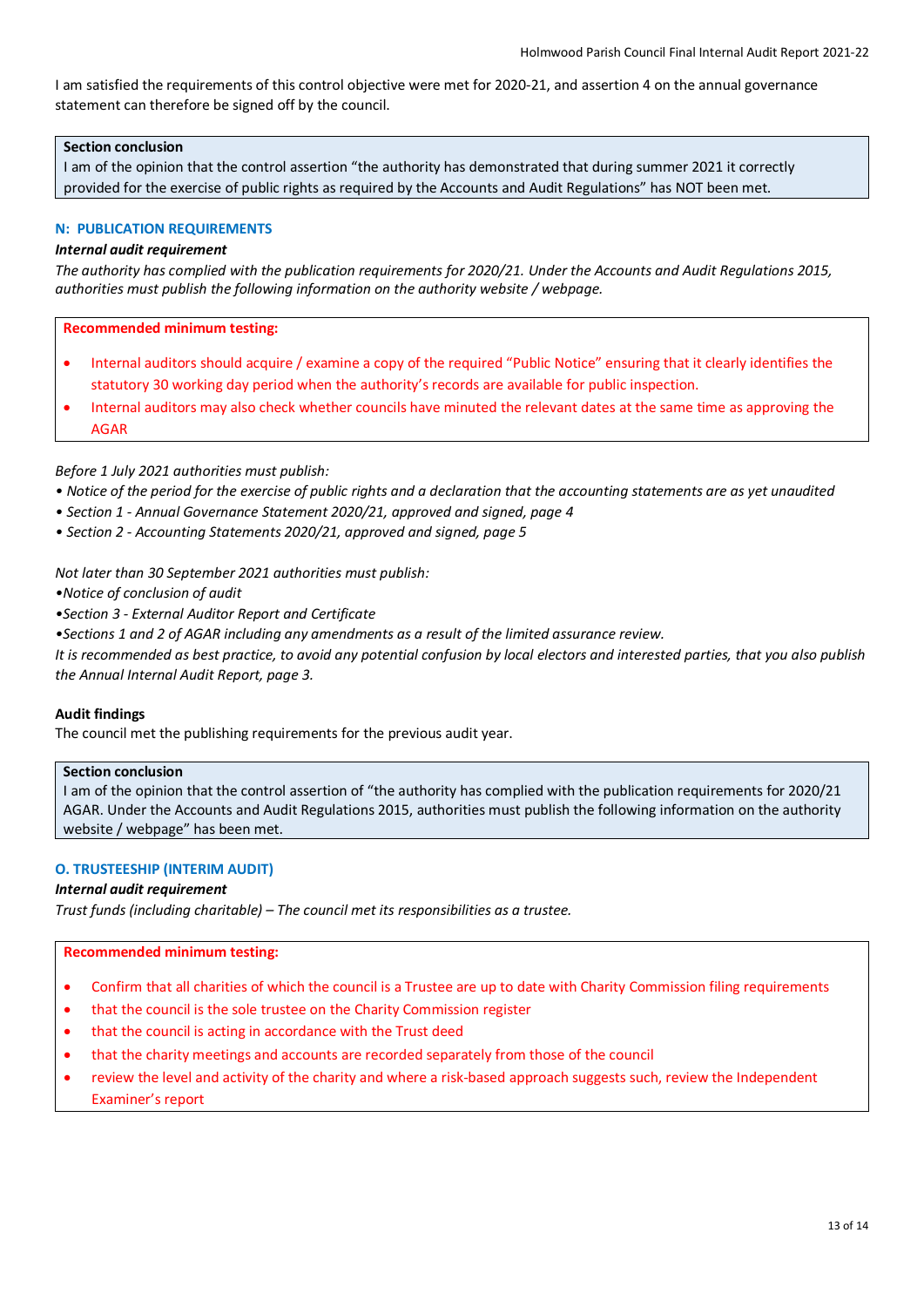I am satisfied the requirements of this control objective were met for 2020-21, and assertion 4 on the annual governance statement can therefore be signed off by the council.

**Section conclusion**
I am of the opinion that the control assertion "the authority has demonstrated that during summer 2021 it correctly provided for the exercise of public rights as required by the Accounts and Audit Regulations" has NOT been met.

### N: PUBLICATION REQUIREMENTS

***Internal audit requirement***

*The authority has complied with the publication requirements for 2020/21. Under the Accounts and Audit Regulations 2015, authorities must publish the following information on the authority website / webpage.*

**Recommended minimum testing:**

- Internal auditors should acquire / examine a copy of the required "Public Notice" ensuring that it clearly identifies the statutory 30 working day period when the authority's records are available for public inspection.
- Internal auditors may also check whether councils have minuted the relevant dates at the same time as approving the AGAR

*Before 1 July 2021 authorities must publish:*
*• Notice of the period for the exercise of public rights and a declaration that the accounting statements are as yet unaudited*
*• Section 1 - Annual Governance Statement 2020/21, approved and signed, page 4*
*• Section 2 - Accounting Statements 2020/21, approved and signed, page 5*

*Not later than 30 September 2021 authorities must publish:*
*•Notice of conclusion of audit*
*•Section 3 - External Auditor Report and Certificate*
*•Sections 1 and 2 of AGAR including any amendments as a result of the limited assurance review.*
*It is recommended as best practice, to avoid any potential confusion by local electors and interested parties, that you also publish the Annual Internal Audit Report, page 3.*

**Audit findings**
The council met the publishing requirements for the previous audit year.

**Section conclusion**
I am of the opinion that the control assertion of "the authority has complied with the publication requirements for 2020/21 AGAR. Under the Accounts and Audit Regulations 2015, authorities must publish the following information on the authority website / webpage" has been met.

### O. TRUSTEESHIP (INTERIM AUDIT)

***Internal audit requirement***

*Trust funds (including charitable) – The council met its responsibilities as a trustee.*

**Recommended minimum testing:**

- Confirm that all charities of which the council is a Trustee are up to date with Charity Commission filing requirements
- that the council is the sole trustee on the Charity Commission register
- that the council is acting in accordance with the Trust deed
- that the charity meetings and accounts are recorded separately from those of the council
- review the level and activity of the charity and where a risk-based approach suggests such, review the Independent Examiner's report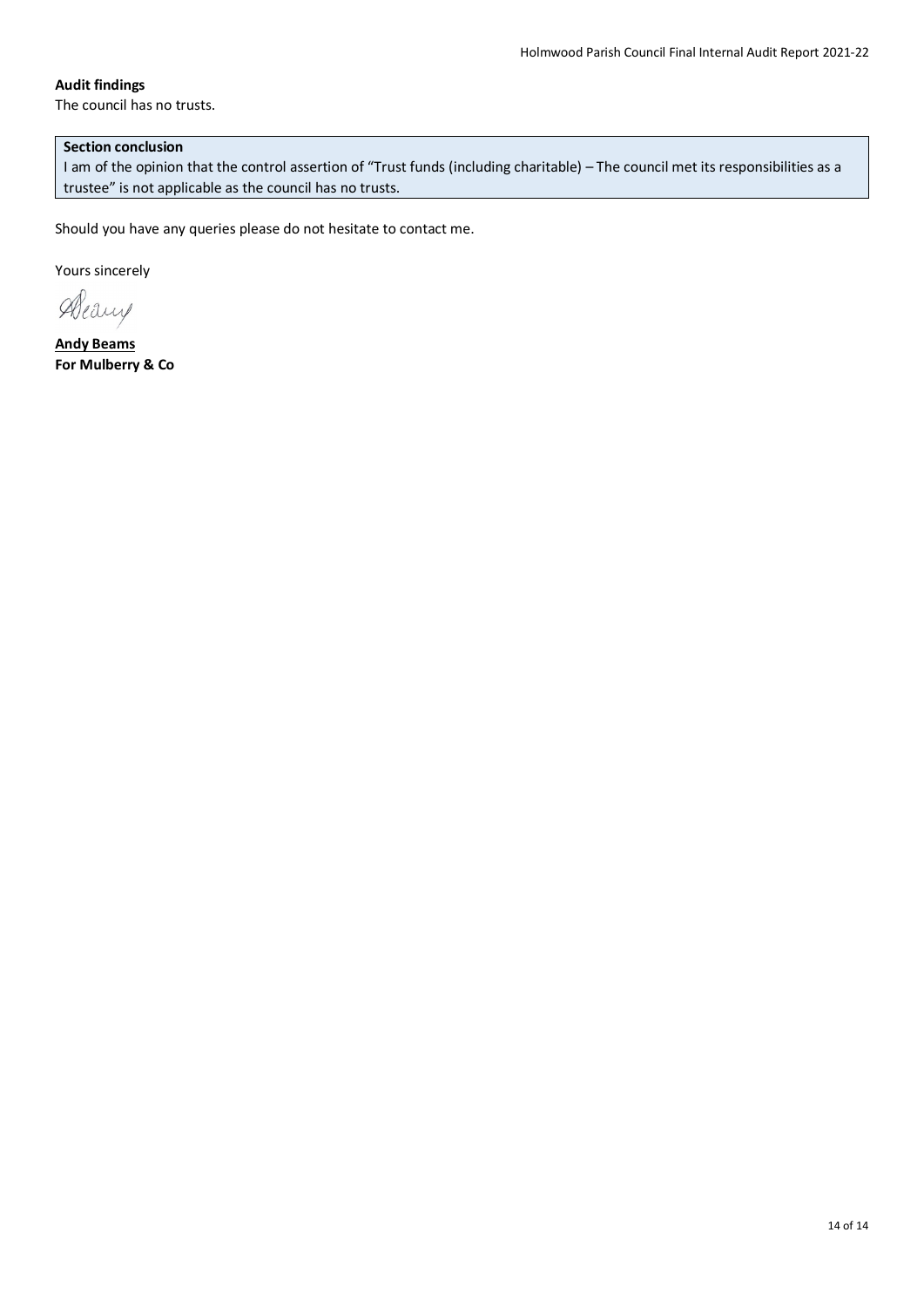**Audit findings**

The council has no trusts.

**Section conclusion**

I am of the opinion that the control assertion of "Trust funds (including charitable) – The council met its responsibilities as a trustee" is not applicable as the council has no trusts.

Should you have any queries please do not hesitate to contact me.

Yours sincerely

**Andy Beams**
**For Mulberry & Co**